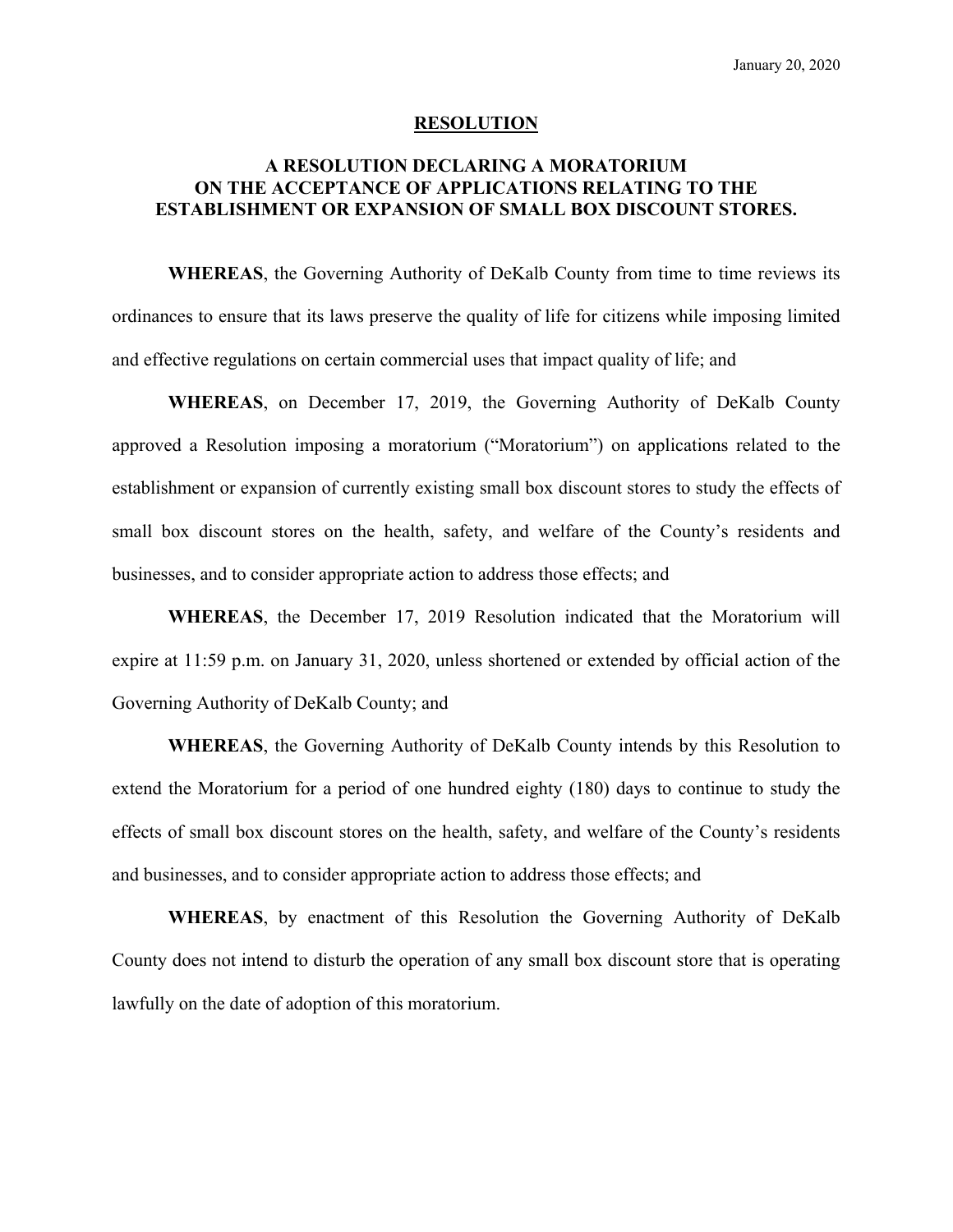January 20, 2020

# RESOLUTION

## A RESOLUTION DECLARING A MORATORIUM ON THE ACCEPTANCE OF APPLICATIONS RELATING TO THE ESTABLISHMENT OR EXPANSION OF SMALL BOX DISCOUNT STORES.

**WHEREAS**, the Governing Authority of DeKalb County from time to time reviews its ordinances to ensure that its laws preserve the quality of life for citizens while imposing limited and effective regulations on certain commercial uses that impact quality of life; and

**WHEREAS**, on December 17, 2019, the Governing Authority of DeKalb County approved a Resolution imposing a moratorium ("Moratorium") on applications related to the establishment or expansion of currently existing small box discount stores to study the effects of small box discount stores on the health, safety, and welfare of the County's residents and businesses, and to consider appropriate action to address those effects; and

**WHEREAS**, the December 17, 2019 Resolution indicated that the Moratorium will expire at 11:59 p.m. on January 31, 2020, unless shortened or extended by official action of the Governing Authority of DeKalb County; and

**WHEREAS**, the Governing Authority of DeKalb County intends by this Resolution to extend the Moratorium for a period of one hundred eighty (180) days to continue to study the effects of small box discount stores on the health, safety, and welfare of the County's residents and businesses, and to consider appropriate action to address those effects; and

**WHEREAS**, by enactment of this Resolution the Governing Authority of DeKalb County does not intend to disturb the operation of any small box discount store that is operating lawfully on the date of adoption of this moratorium.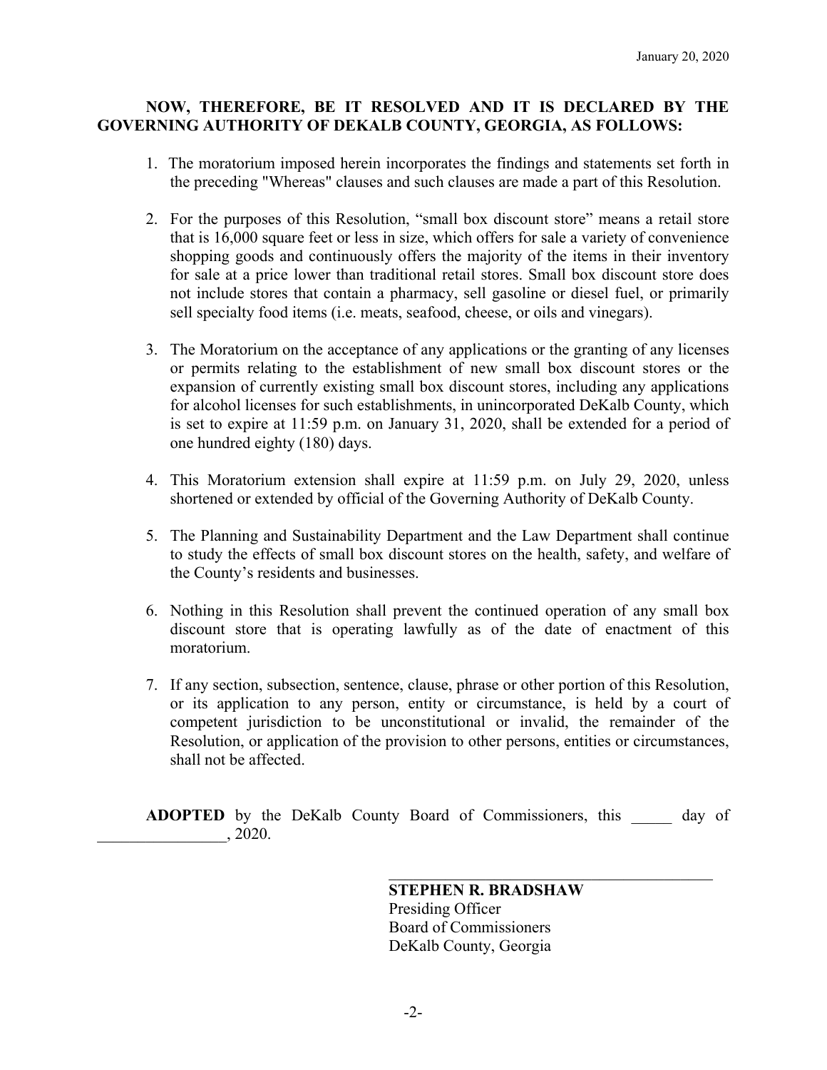**NOW, THEREFORE, BE IT RESOLVED AND IT IS DECLARED BY THE GOVERNING AUTHORITY OF DEKALB COUNTY, GEORGIA, AS FOLLOWS:**

1. The moratorium imposed herein incorporates the findings and statements set forth in the preceding "Whereas" clauses and such clauses are made a part of this Resolution.

2. For the purposes of this Resolution, "small box discount store" means a retail store that is 16,000 square feet or less in size, which offers for sale a variety of convenience shopping goods and continuously offers the majority of the items in their inventory for sale at a price lower than traditional retail stores. Small box discount store does not include stores that contain a pharmacy, sell gasoline or diesel fuel, or primarily sell specialty food items (i.e. meats, seafood, cheese, or oils and vinegars).

3. The Moratorium on the acceptance of any applications or the granting of any licenses or permits relating to the establishment of new small box discount stores or the expansion of currently existing small box discount stores, including any applications for alcohol licenses for such establishments, in unincorporated DeKalb County, which is set to expire at 11:59 p.m. on January 31, 2020, shall be extended for a period of one hundred eighty (180) days.

4. This Moratorium extension shall expire at 11:59 p.m. on July 29, 2020, unless shortened or extended by official of the Governing Authority of DeKalb County.

5. The Planning and Sustainability Department and the Law Department shall continue to study the effects of small box discount stores on the health, safety, and welfare of the County's residents and businesses.

6. Nothing in this Resolution shall prevent the continued operation of any small box discount store that is operating lawfully as of the date of enactment of this moratorium.

7. If any section, subsection, sentence, clause, phrase or other portion of this Resolution, or its application to any person, entity or circumstance, is held by a court of competent jurisdiction to be unconstitutional or invalid, the remainder of the Resolution, or application of the provision to other persons, entities or circumstances, shall not be affected.

**ADOPTED** by the DeKalb County Board of Commissioners, this _____ day of ________________, 2020.

__________________________________________

**STEPHEN R. BRADSHAW**
Presiding Officer
Board of Commissioners
DeKalb County, Georgia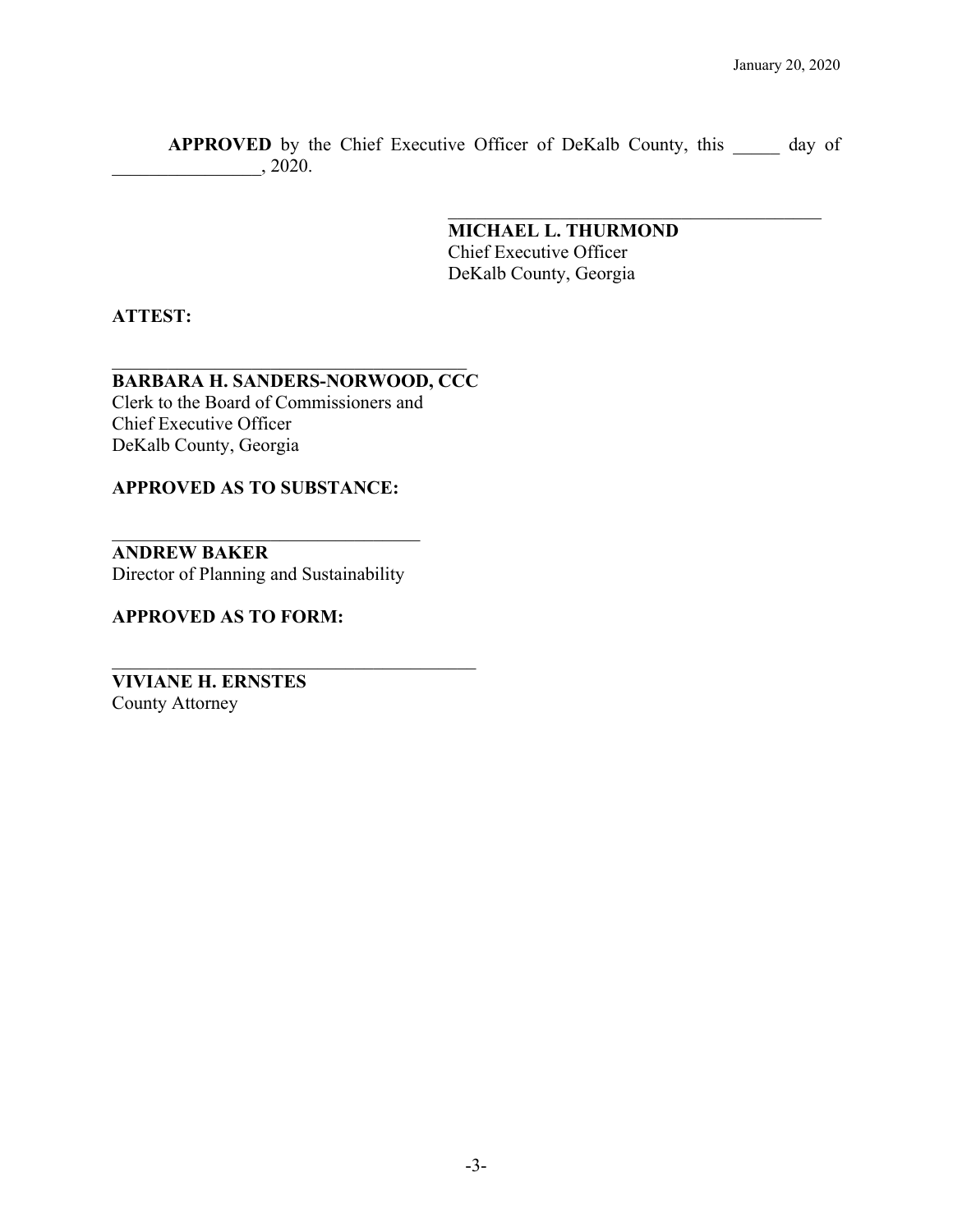**APPROVED** by the Chief Executive Officer of DeKalb County, this _____ day of ________________, 2020.

\_\_\_\_\_\_\_\_\_\_\_\_\_\_\_\_\_\_\_\_\_\_\_\_\_\_\_\_\_\_\_\_\_\_\_\_\_\_\_\_
**MICHAEL L. THURMOND**
Chief Executive Officer
DeKalb County, Georgia

**ATTEST:**

\_\_\_\_\_\_\_\_\_\_\_\_\_\_\_\_\_\_\_\_\_\_\_\_\_\_\_\_\_\_\_\_\_\_\_\_\_\_\_\_
**BARBARA H. SANDERS-NORWOOD, CCC**
Clerk to the Board of Commissioners and
Chief Executive Officer
DeKalb County, Georgia

**APPROVED AS TO SUBSTANCE:**

\_\_\_\_\_\_\_\_\_\_\_\_\_\_\_\_\_\_\_\_\_\_\_\_\_\_\_\_\_\_\_\_\_\_\_
**ANDREW BAKER**
Director of Planning and Sustainability

**APPROVED AS TO FORM:**

\_\_\_\_\_\_\_\_\_\_\_\_\_\_\_\_\_\_\_\_\_\_\_\_\_\_\_\_\_\_\_\_\_\_\_\_\_\_\_\_
**VIVIANE H. ERNSTES**
County Attorney